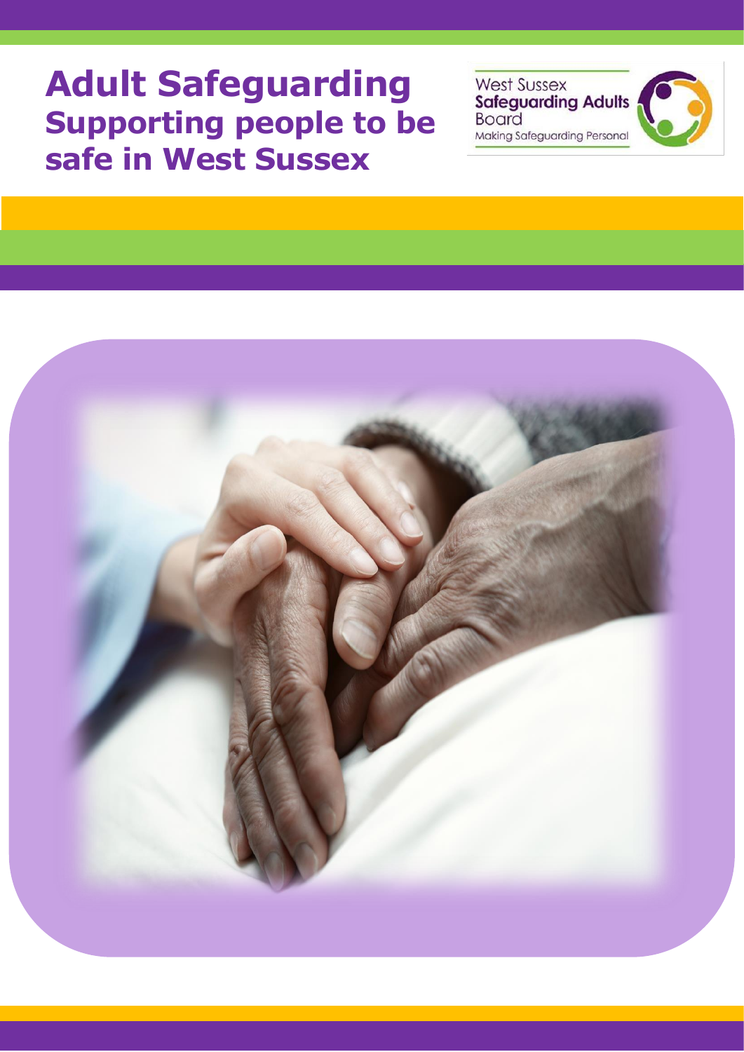# Adult Safeguarding
## Supporting people to be safe in West Sussex

West Sussex
**Safeguarding Adults**
Board
Making Safeguarding Personal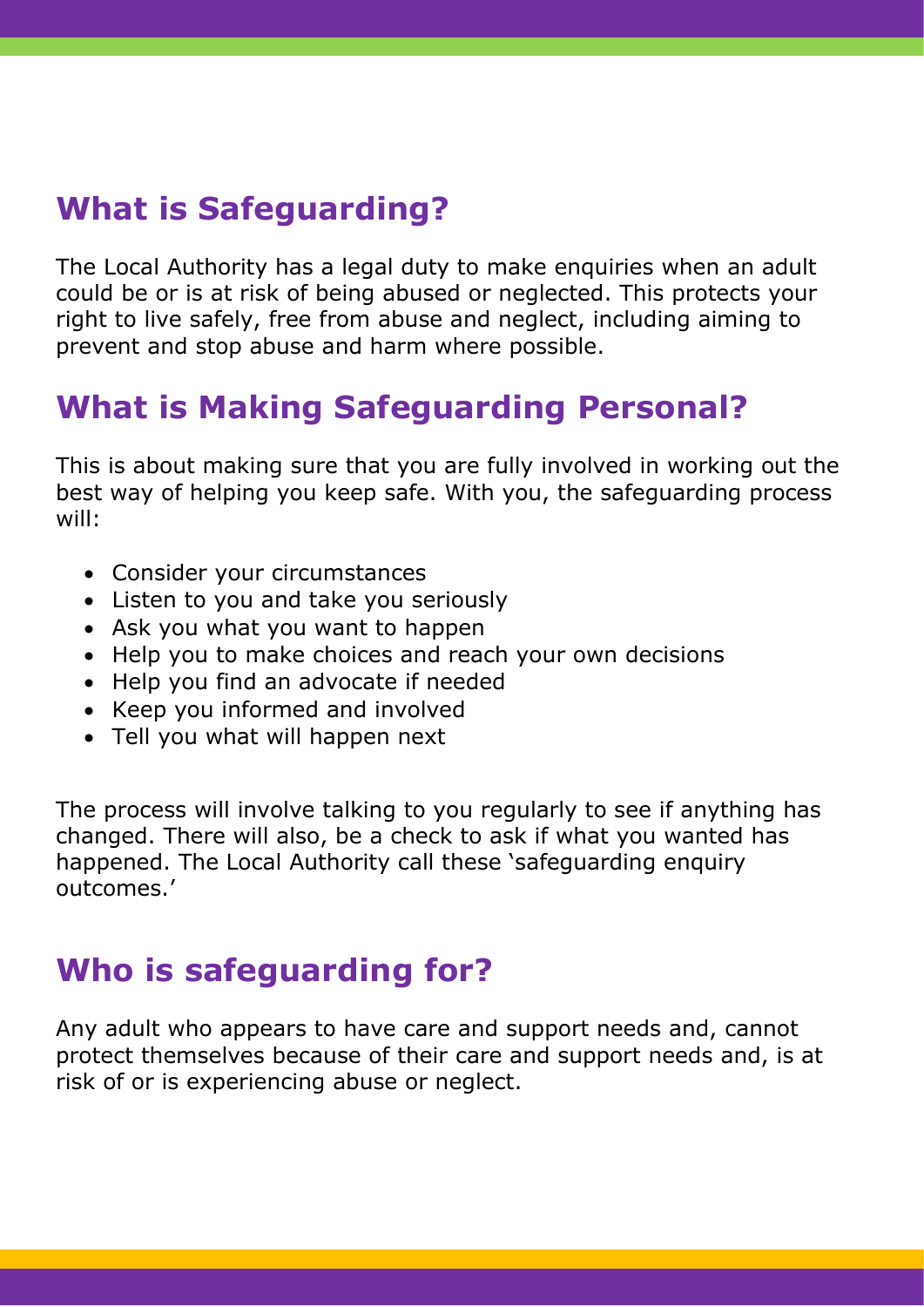## What is Safeguarding?

The Local Authority has a legal duty to make enquiries when an adult could be or is at risk of being abused or neglected. This protects your right to live safely, free from abuse and neglect, including aiming to prevent and stop abuse and harm where possible.

## What is Making Safeguarding Personal?

This is about making sure that you are fully involved in working out the best way of helping you keep safe. With you, the safeguarding process will:

- Consider your circumstances
- Listen to you and take you seriously
- Ask you what you want to happen
- Help you to make choices and reach your own decisions
- Help you find an advocate if needed
- Keep you informed and involved
- Tell you what will happen next

The process will involve talking to you regularly to see if anything has changed. There will also, be a check to ask if what you wanted has happened. The Local Authority call these 'safeguarding enquiry outcomes.'

## Who is safeguarding for?

Any adult who appears to have care and support needs and, cannot protect themselves because of their care and support needs and, is at risk of or is experiencing abuse or neglect.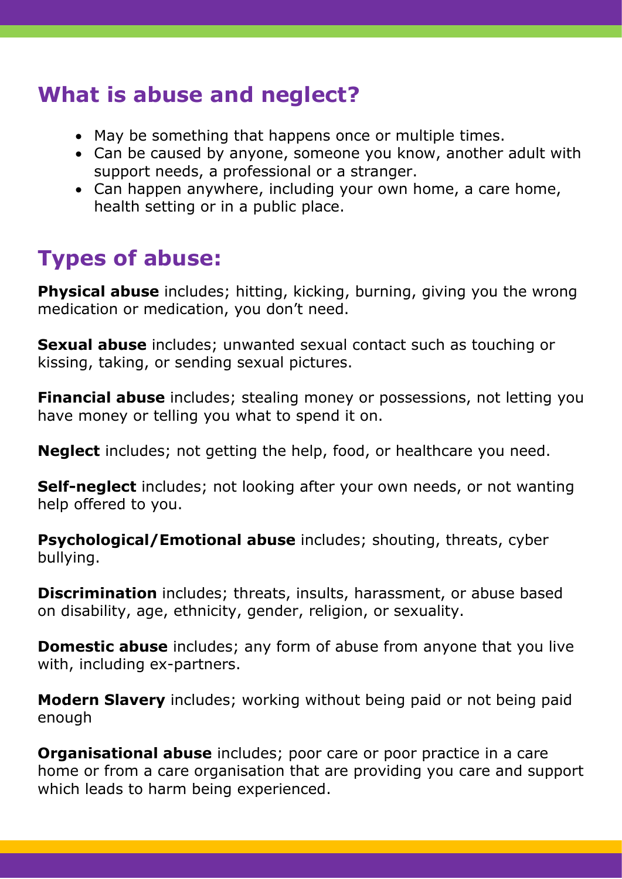## What is abuse and neglect?

- May be something that happens once or multiple times.
- Can be caused by anyone, someone you know, another adult with support needs, a professional or a stranger.
- Can happen anywhere, including your own home, a care home, health setting or in a public place.

## Types of abuse:

**Physical abuse** includes; hitting, kicking, burning, giving you the wrong medication or medication, you don't need.

**Sexual abuse** includes; unwanted sexual contact such as touching or kissing, taking, or sending sexual pictures.

**Financial abuse** includes; stealing money or possessions, not letting you have money or telling you what to spend it on.

**Neglect** includes; not getting the help, food, or healthcare you need.

**Self-neglect** includes; not looking after your own needs, or not wanting help offered to you.

**Psychological/Emotional abuse** includes; shouting, threats, cyber bullying.

**Discrimination** includes; threats, insults, harassment, or abuse based on disability, age, ethnicity, gender, religion, or sexuality.

**Domestic abuse** includes; any form of abuse from anyone that you live with, including ex-partners.

**Modern Slavery** includes; working without being paid or not being paid enough

**Organisational abuse** includes; poor care or poor practice in a care home or from a care organisation that are providing you care and support which leads to harm being experienced.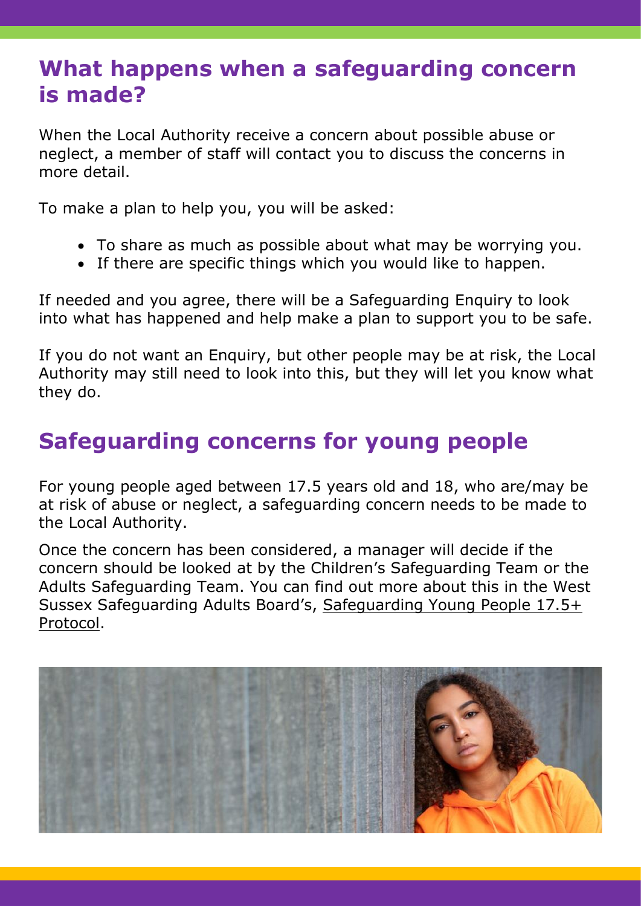## What happens when a safeguarding concern is made?

When the Local Authority receive a concern about possible abuse or neglect, a member of staff will contact you to discuss the concerns in more detail.

To make a plan to help you, you will be asked:

- To share as much as possible about what may be worrying you.
- If there are specific things which you would like to happen.

If needed and you agree, there will be a Safeguarding Enquiry to look into what has happened and help make a plan to support you to be safe.

If you do not want an Enquiry, but other people may be at risk, the Local Authority may still need to look into this, but they will let you know what they do.

## Safeguarding concerns for young people

For young people aged between 17.5 years old and 18, who are/may be at risk of abuse or neglect, a safeguarding concern needs to be made to the Local Authority.

Once the concern has been considered, a manager will decide if the concern should be looked at by the Children's Safeguarding Team or the Adults Safeguarding Team. You can find out more about this in the West Sussex Safeguarding Adults Board's, Safeguarding Young People 17.5+ Protocol.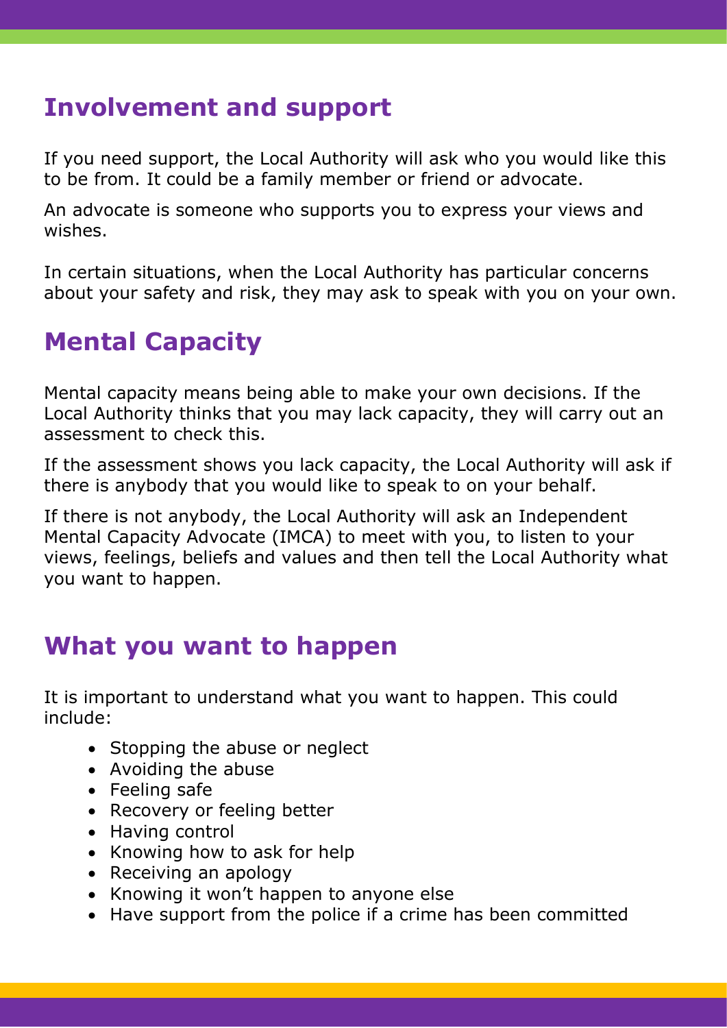## Involvement and support

If you need support, the Local Authority will ask who you would like this to be from. It could be a family member or friend or advocate.

An advocate is someone who supports you to express your views and wishes.

In certain situations, when the Local Authority has particular concerns about your safety and risk, they may ask to speak with you on your own.

## Mental Capacity

Mental capacity means being able to make your own decisions. If the Local Authority thinks that you may lack capacity, they will carry out an assessment to check this.

If the assessment shows you lack capacity, the Local Authority will ask if there is anybody that you would like to speak to on your behalf.

If there is not anybody, the Local Authority will ask an Independent Mental Capacity Advocate (IMCA) to meet with you, to listen to your views, feelings, beliefs and values and then tell the Local Authority what you want to happen.

## What you want to happen

It is important to understand what you want to happen. This could include:

- Stopping the abuse or neglect
- Avoiding the abuse
- Feeling safe
- Recovery or feeling better
- Having control
- Knowing how to ask for help
- Receiving an apology
- Knowing it won't happen to anyone else
- Have support from the police if a crime has been committed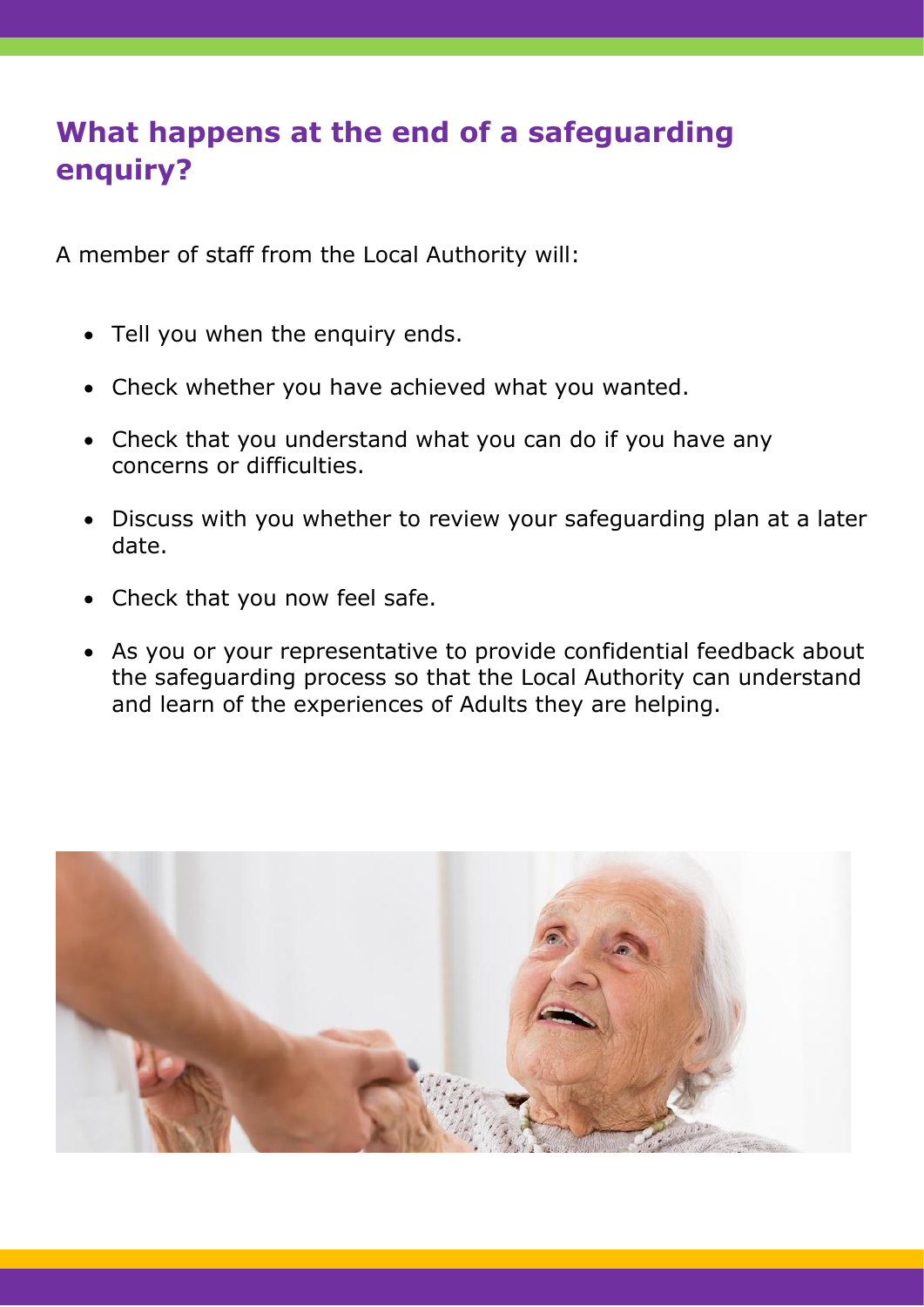## What happens at the end of a safeguarding enquiry?

A member of staff from the Local Authority will:

- Tell you when the enquiry ends.
- Check whether you have achieved what you wanted.
- Check that you understand what you can do if you have any concerns or difficulties.
- Discuss with you whether to review your safeguarding plan at a later date.
- Check that you now feel safe.
- As you or your representative to provide confidential feedback about the safeguarding process so that the Local Authority can understand and learn of the experiences of Adults they are helping.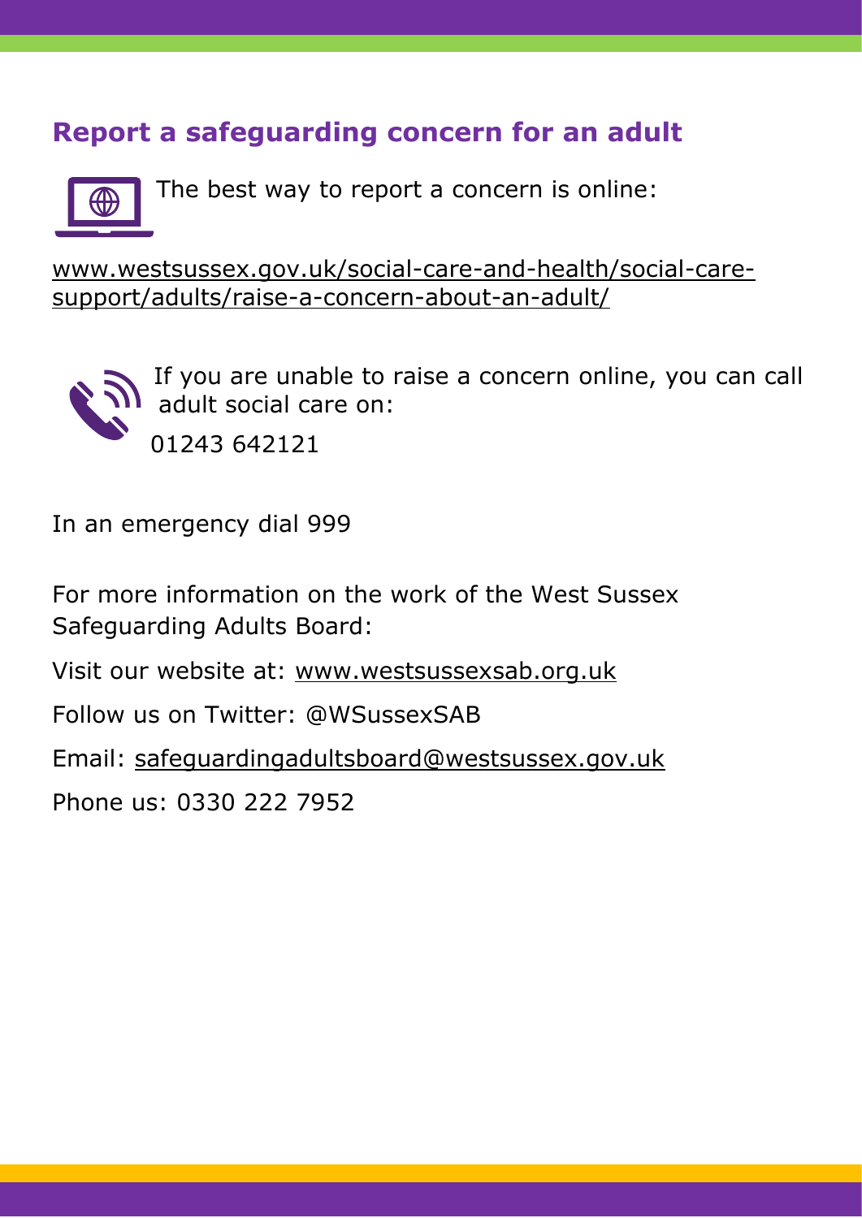## Report a safeguarding concern for an adult

The best way to report a concern is online:

www.westsussex.gov.uk/social-care-and-health/social-care-support/adults/raise-a-concern-about-an-adult/

If you are unable to raise a concern online, you can call adult social care on:

01243 642121

In an emergency dial 999

For more information on the work of the West Sussex Safeguarding Adults Board:

Visit our website at: www.westsussexsab.org.uk

Follow us on Twitter: @WSussexSAB

Email: safeguardingadultsboard@westsussex.gov.uk

Phone us: 0330 222 7952